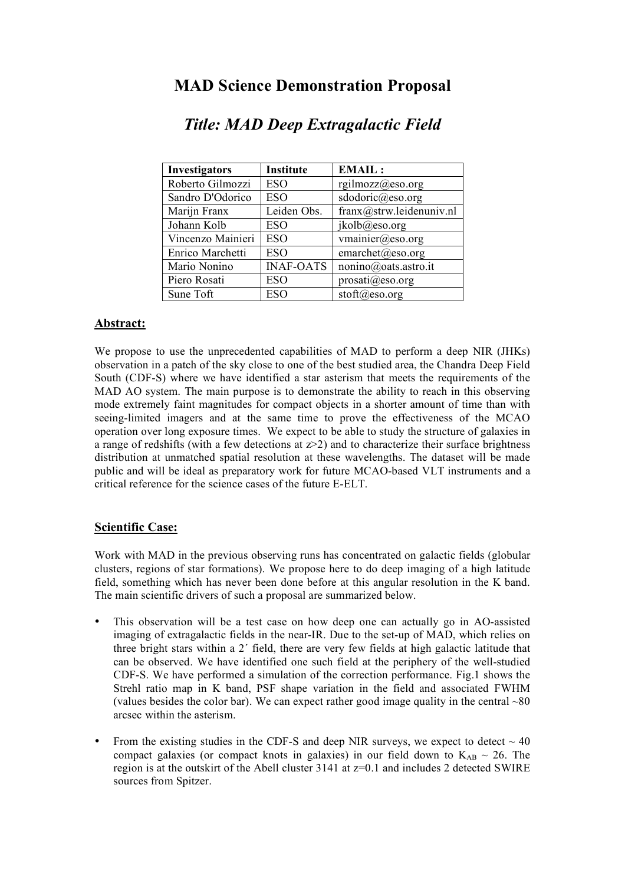# MAD Science Demonstration Proposal

## *Title: MAD Deep Extragalactic Field*

| Investigators | Institute | EMAIL : |
|---|---|---|
| Roberto Gilmozzi | ESO | rgilmozz@eso.org |
| Sandro D'Odorico | ESO | sdodoric@eso.org |
| Marijn Franx | Leiden Obs. | franx@strw.leidenuniv.nl |
| Johann Kolb | ESO | jkolb@eso.org |
| Vincenzo Mainieri | ESO | vmainier@eso.org |
| Enrico Marchetti | ESO | emarchet@eso.org |
| Mario Nonino | INAF-OATS | nonino@oats.astro.it |
| Piero Rosati | ESO | prosati@eso.org |
| Sune Toft | ESO | stoft@eso.org |

**Abstract:**

We propose to use the unprecedented capabilities of MAD to perform a deep NIR (JHKs) observation in a patch of the sky close to one of the best studied area, the Chandra Deep Field South (CDF-S) where we have identified a star asterism that meets the requirements of the MAD AO system. The main purpose is to demonstrate the ability to reach in this observing mode extremely faint magnitudes for compact objects in a shorter amount of time than with seeing-limited imagers and at the same time to prove the effectiveness of the MCAO operation over long exposure times. We expect to be able to study the structure of galaxies in a range of redshifts (with a few detections at $z>2$) and to characterize their surface brightness distribution at unmatched spatial resolution at these wavelengths. The dataset will be made public and will be ideal as preparatory work for future MCAO-based VLT instruments and a critical reference for the science cases of the future E-ELT.

**Scientific Case:**

Work with MAD in the previous observing runs has concentrated on galactic fields (globular clusters, regions of star formations). We propose here to do deep imaging of a high latitude field, something which has never been done before at this angular resolution in the K band. The main scientific drivers of such a proposal are summarized below.

- This observation will be a test case on how deep one can actually go in AO-assisted imaging of extragalactic fields in the near-IR. Due to the set-up of MAD, which relies on three bright stars within a 2´ field, there are very few fields at high galactic latitude that can be observed. We have identified one such field at the periphery of the well-studied CDF-S. We have performed a simulation of the correction performance. Fig.1 shows the Strehl ratio map in K band, PSF shape variation in the field and associated FWHM (values besides the color bar). We can expect rather good image quality in the central ~80 arcsec within the asterism.
- From the existing studies in the CDF-S and deep NIR surveys, we expect to detect ~ 40 compact galaxies (or compact knots in galaxies) in our field down to $K_{AB}$ ~ 26. The region is at the outskirt of the Abell cluster 3141 at z=0.1 and includes 2 detected SWIRE sources from Spitzer.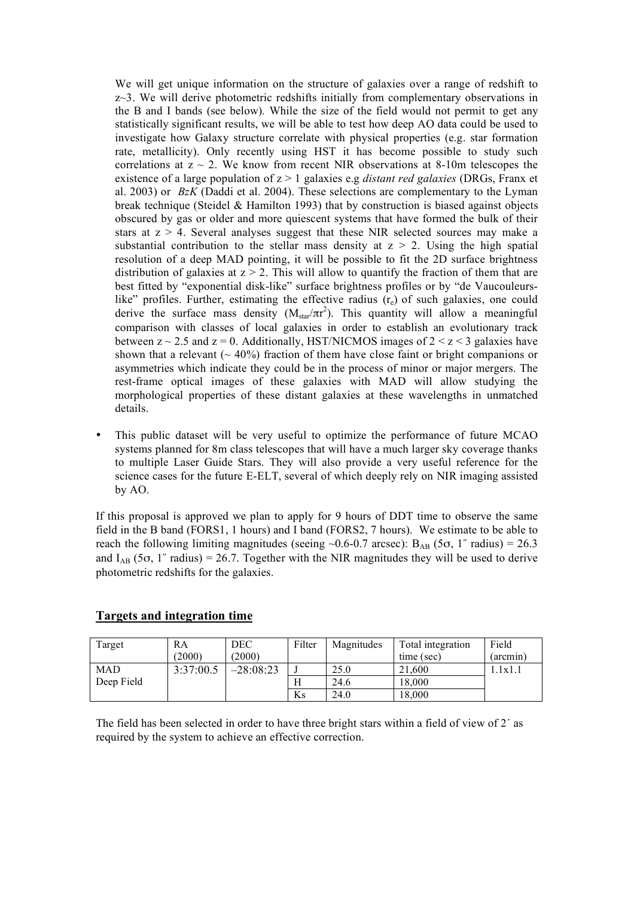We will get unique information on the structure of galaxies over a range of redshift to z~3. We will derive photometric redshifts initially from complementary observations in the B and I bands (see below). While the size of the field would not permit to get any statistically significant results, we will be able to test how deep AO data could be used to investigate how Galaxy structure correlate with physical properties (e.g. star formation rate, metallicity). Only recently using HST it has become possible to study such correlations at $z \sim 2$. We know from recent NIR observations at 8-10m telescopes the existence of a large population of $z > 1$ galaxies e.g *distant red galaxies* (DRGs, Franx et al. 2003) or *BzK* (Daddi et al. 2004). These selections are complementary to the Lyman break technique (Steidel & Hamilton 1993) that by construction is biased against objects obscured by gas or older and more quiescent systems that have formed the bulk of their stars at $z > 4$. Several analyses suggest that these NIR selected sources may make a substantial contribution to the stellar mass density at $z > 2$. Using the high spatial resolution of a deep MAD pointing, it will be possible to fit the 2D surface brightness distribution of galaxies at $z > 2$. This will allow to quantify the fraction of them that are best fitted by "exponential disk-like" surface brightness profiles or by "de Vaucouleurs-like" profiles. Further, estimating the effective radius ($r_e$) of such galaxies, one could derive the surface mass density ($M_{star}/\pi r^2$). This quantity will allow a meaningful comparison with classes of local galaxies in order to establish an evolutionary track between $z \sim 2.5$ and $z = 0$. Additionally, HST/NICMOS images of $2 < z < 3$ galaxies have shown that a relevant ($\sim 40\%$) fraction of them have close faint or bright companions or asymmetries which indicate they could be in the process of minor or major mergers. The rest-frame optical images of these galaxies with MAD will allow studying the morphological properties of these distant galaxies at these wavelengths in unmatched details.

- This public dataset will be very useful to optimize the performance of future MCAO systems planned for 8m class telescopes that will have a much larger sky coverage thanks to multiple Laser Guide Stars. They will also provide a very useful reference for the science cases for the future E-ELT, several of which deeply rely on NIR imaging assisted by AO.

If this proposal is approved we plan to apply for 9 hours of DDT time to observe the same field in the B band (FORS1, 1 hours) and I band (FORS2, 7 hours). We estimate to be able to reach the following limiting magnitudes (seeing ~0.6-0.7 arcsec): $B_{AB}$ (5σ, 1″ radius) = 26.3 and $I_{AB}$ (5σ, 1″ radius) = 26.7. Together with the NIR magnitudes they will be used to derive photometric redshifts for the galaxies.

## Targets and integration time

| Target | RA (2000) | DEC (2000) | Filter | Magnitudes | Total integration time (sec) | Field (arcmin) |
|---|---|---|---|---|---|---|
| MAD Deep Field | 3:37:00.5 | –28:08:23 | J | 25.0 | 21,600 | 1.1x1.1 |
| | | | H | 24.6 | 18,000 | |
| | | | Ks | 24.0 | 18,000 | |

The field has been selected in order to have three bright stars within a field of view of 2′ as required by the system to achieve an effective correction.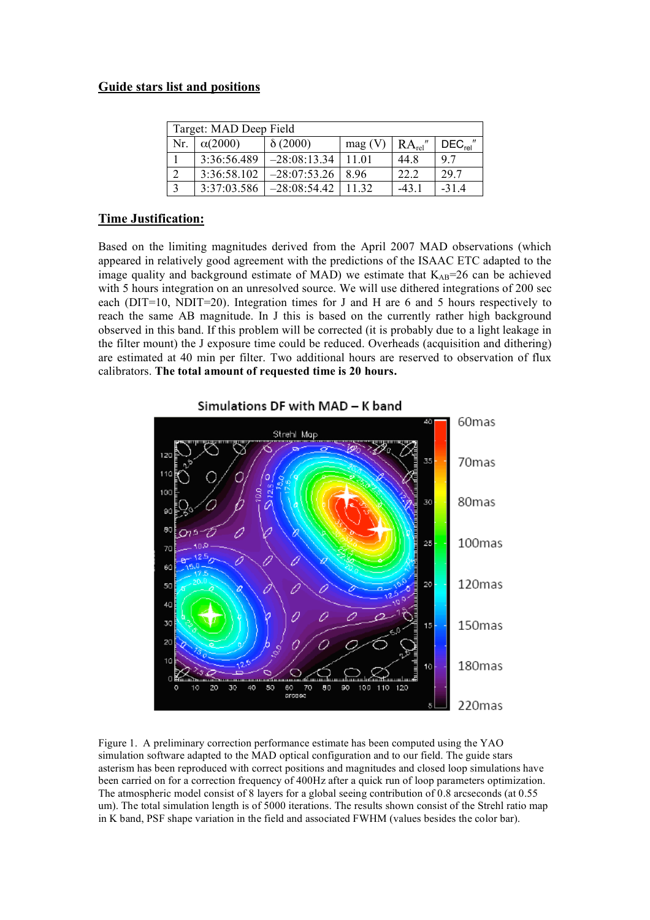## Guide stars list and positions

| Target: MAD Deep Field | | | | | |
|---|---|---|---|---|---|
| Nr. | α(2000) | δ (2000) | mag (V) | $RA_{rel}''$ | $DEC_{rel}''$ |
| 1 | 3:36:56.489 | –28:08:13.34 | 11.01 | 44.8 | 9.7 |
| 2 | 3:36:58.102 | –28:07:53.26 | 8.96 | 22.2 | 29.7 |
| 3 | 3:37:03.586 | –28:08:54.42 | 11.32 | -43.1 | -31.4 |

## Time Justification:

Based on the limiting magnitudes derived from the April 2007 MAD observations (which appeared in relatively good agreement with the predictions of the ISAAC ETC adapted to the image quality and background estimate of MAD) we estimate that $K_{AB}$=26 can be achieved with 5 hours integration on an unresolved source. We will use dithered integrations of 200 sec each (DIT=10, NDIT=20). Integration times for J and H are 6 and 5 hours respectively to reach the same AB magnitude. In J this is based on the currently rather high background observed in this band. If this problem will be corrected (it is probably due to a light leakage in the filter mount) the J exposure time could be reduced. Overheads (acquisition and dithering) are estimated at 40 min per filter. Two additional hours are reserved to observation of flux calibrators. **The total amount of requested time is 20 hours.**

Simulations DF with MAD – K band

Strehl Map

arcsec

60mas
70mas
80mas
100mas
120mas
150mas
180mas
220mas

Figure 1. A preliminary correction performance estimate has been computed using the YAO simulation software adapted to the MAD optical configuration and to our field. The guide stars asterism has been reproduced with correct positions and magnitudes and closed loop simulations have been carried on for a correction frequency of 400Hz after a quick run of loop parameters optimization. The atmospheric model consist of 8 layers for a global seeing contribution of 0.8 arcseconds (at 0.55 um). The total simulation length is of 5000 iterations. The results shown consist of the Strehl ratio map in K band, PSF shape variation in the field and associated FWHM (values besides the color bar).